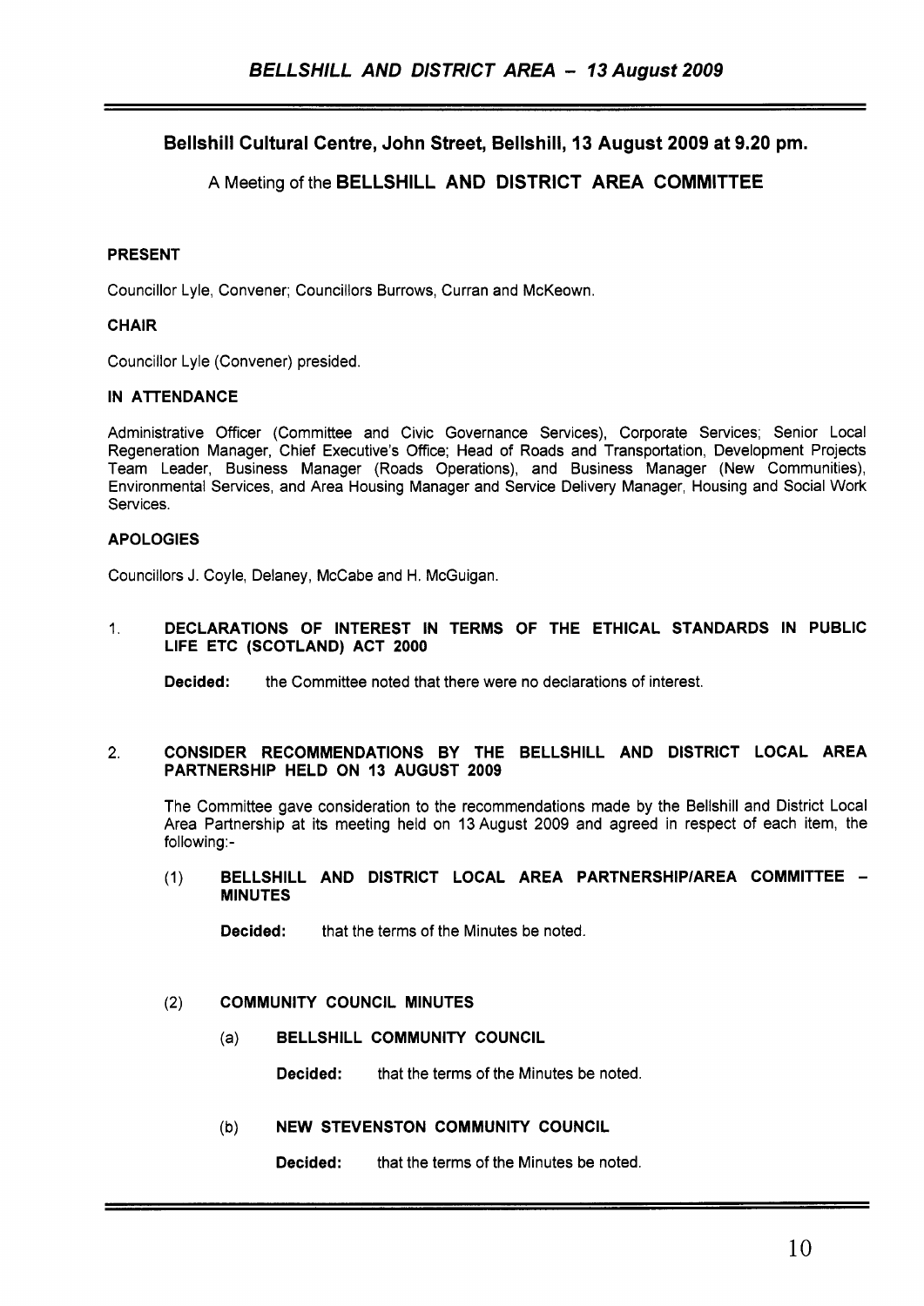# BELLSHILL AND DISTRICT AREA - 13 August 2009

## Bellshill Cultural Centre, John Street, Bellshill, 13 August 2009 at 9.20 pm.

### A Meeting of the BELLSHILL AND DISTRICT AREA COMMITTEE

**PRESENT**

Councillor Lyle, Convener; Councillors Burrows, Curran and McKeown.

**CHAIR**

Councillor Lyle (Convener) presided.

**IN ATTENDANCE**

Administrative Officer (Committee and Civic Governance Services), Corporate Services; Senior Local Regeneration Manager, Chief Executive's Office; Head of Roads and Transportation, Development Projects Team Leader, Business Manager (Roads Operations), and Business Manager (New Communities), Environmental Services, and Area Housing Manager and Service Delivery Manager, Housing and Social Work Services.

**APOLOGIES**

Councillors J. Coyle, Delaney, McCabe and H. McGuigan.

1. **DECLARATIONS OF INTEREST IN TERMS OF THE ETHICAL STANDARDS IN PUBLIC LIFE ETC (SCOTLAND) ACT 2000**

   **Decided:** the Committee noted that there were no declarations of interest.

2. **CONSIDER RECOMMENDATIONS BY THE BELLSHILL AND DISTRICT LOCAL AREA PARTNERSHIP HELD ON 13 AUGUST 2009**

   The Committee gave consideration to the recommendations made by the Bellshill and District Local Area Partnership at its meeting held on 13 August 2009 and agreed in respect of each item, the following:-

   (1) **BELLSHILL AND DISTRICT LOCAL AREA PARTNERSHIP/AREA COMMITTEE - MINUTES**

   **Decided:** that the terms of the Minutes be noted.

   (2) **COMMUNITY COUNCIL MINUTES**

   (a) **BELLSHILL COMMUNITY COUNCIL**

   **Decided:** that the terms of the Minutes be noted.

   (b) **NEW STEVENSTON COMMUNITY COUNCIL**

   **Decided:** that the terms of the Minutes be noted.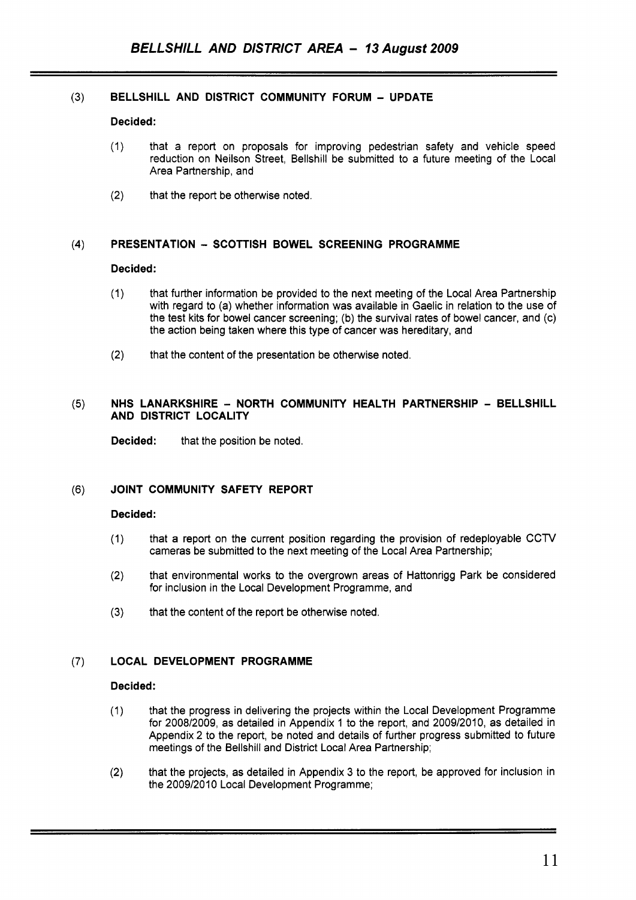## (3) BELLSHILL AND DISTRICT COMMUNITY FORUM – UPDATE

**Decided:**

(1) that a report on proposals for improving pedestrian safety and vehicle speed reduction on Neilson Street, Bellshill be submitted to a future meeting of the Local Area Partnership, and

(2) that the report be otherwise noted.

## (4) PRESENTATION – SCOTTISH BOWEL SCREENING PROGRAMME

**Decided:**

(1) that further information be provided to the next meeting of the Local Area Partnership with regard to (a) whether information was available in Gaelic in relation to the use of the test kits for bowel cancer screening; (b) the survival rates of bowel cancer, and (c) the action being taken where this type of cancer was hereditary, and

(2) that the content of the presentation be otherwise noted.

## (5) NHS LANARKSHIRE – NORTH COMMUNITY HEALTH PARTNERSHIP – BELLSHILL AND DISTRICT LOCALITY

**Decided:** that the position be noted.

## (6) JOINT COMMUNITY SAFETY REPORT

**Decided:**

(1) that a report on the current position regarding the provision of redeployable CCTV cameras be submitted to the next meeting of the Local Area Partnership;

(2) that environmental works to the overgrown areas of Hattonrigg Park be considered for inclusion in the Local Development Programme, and

(3) that the content of the report be otherwise noted.

## (7) LOCAL DEVELOPMENT PROGRAMME

**Decided:**

(1) that the progress in delivering the projects within the Local Development Programme for 2008/2009, as detailed in Appendix 1 to the report, and 2009/2010, as detailed in Appendix 2 to the report, be noted and details of further progress submitted to future meetings of the Bellshill and District Local Area Partnership;

(2) that the projects, as detailed in Appendix 3 to the report, be approved for inclusion in the 2009/2010 Local Development Programme;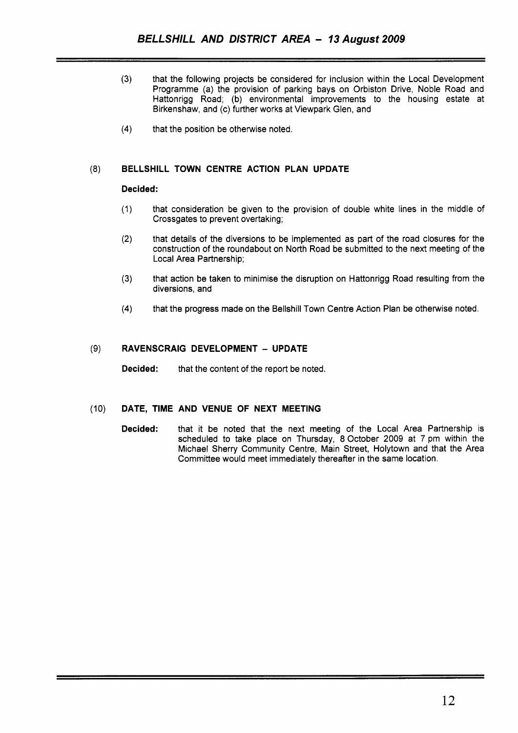(3) that the following projects be considered for inclusion within the Local Development Programme (a) the provision of parking bays on Orbiston Drive, Noble Road and Hattonrigg Road; (b) environmental improvements to the housing estate at Birkenshaw, and (c) further works at Viewpark Glen, and

(4) that the position be otherwise noted.

## (8) BELLSHILL TOWN CENTRE ACTION PLAN UPDATE

**Decided:**

(1) that consideration be given to the provision of double white lines in the middle of Crossgates to prevent overtaking;

(2) that details of the diversions to be implemented as part of the road closures for the construction of the roundabout on North Road be submitted to the next meeting of the Local Area Partnership;

(3) that action be taken to minimise the disruption on Hattonrigg Road resulting from the diversions, and

(4) that the progress made on the Bellshill Town Centre Action Plan be otherwise noted.

## (9) RAVENSCRAIG DEVELOPMENT – UPDATE

**Decided:** that the content of the report be noted.

## (10) DATE, TIME AND VENUE OF NEXT MEETING

**Decided:** that it be noted that the next meeting of the Local Area Partnership is scheduled to take place on Thursday, 8 October 2009 at 7 pm within the Michael Sherry Community Centre, Main Street, Holytown and that the Area Committee would meet immediately thereafter in the same location.